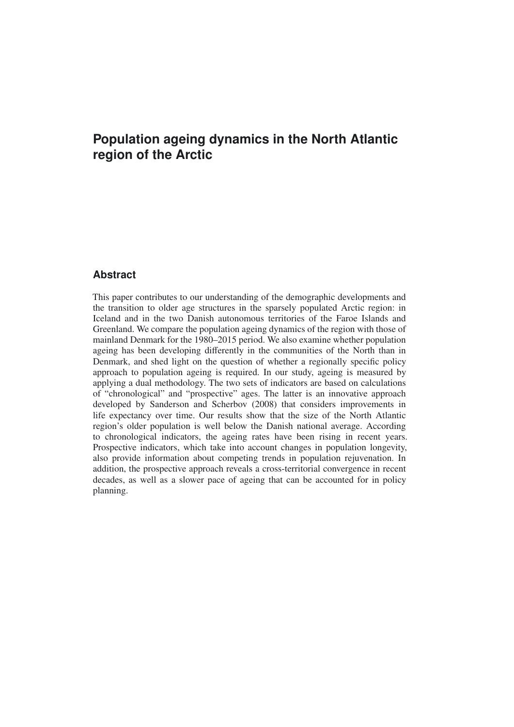# Population ageing dynamics in the North Atlantic region of the Arctic

## Abstract

This paper contributes to our understanding of the demographic developments and the transition to older age structures in the sparsely populated Arctic region: in Iceland and in the two Danish autonomous territories of the Faroe Islands and Greenland. We compare the population ageing dynamics of the region with those of mainland Denmark for the 1980–2015 period. We also examine whether population ageing has been developing differently in the communities of the North than in Denmark, and shed light on the question of whether a regionally specific policy approach to population ageing is required. In our study, ageing is measured by applying a dual methodology. The two sets of indicators are based on calculations of "chronological" and "prospective" ages. The latter is an innovative approach developed by Sanderson and Scherbov (2008) that considers improvements in life expectancy over time. Our results show that the size of the North Atlantic region's older population is well below the Danish national average. According to chronological indicators, the ageing rates have been rising in recent years. Prospective indicators, which take into account changes in population longevity, also provide information about competing trends in population rejuvenation. In addition, the prospective approach reveals a cross-territorial convergence in recent decades, as well as a slower pace of ageing that can be accounted for in policy planning.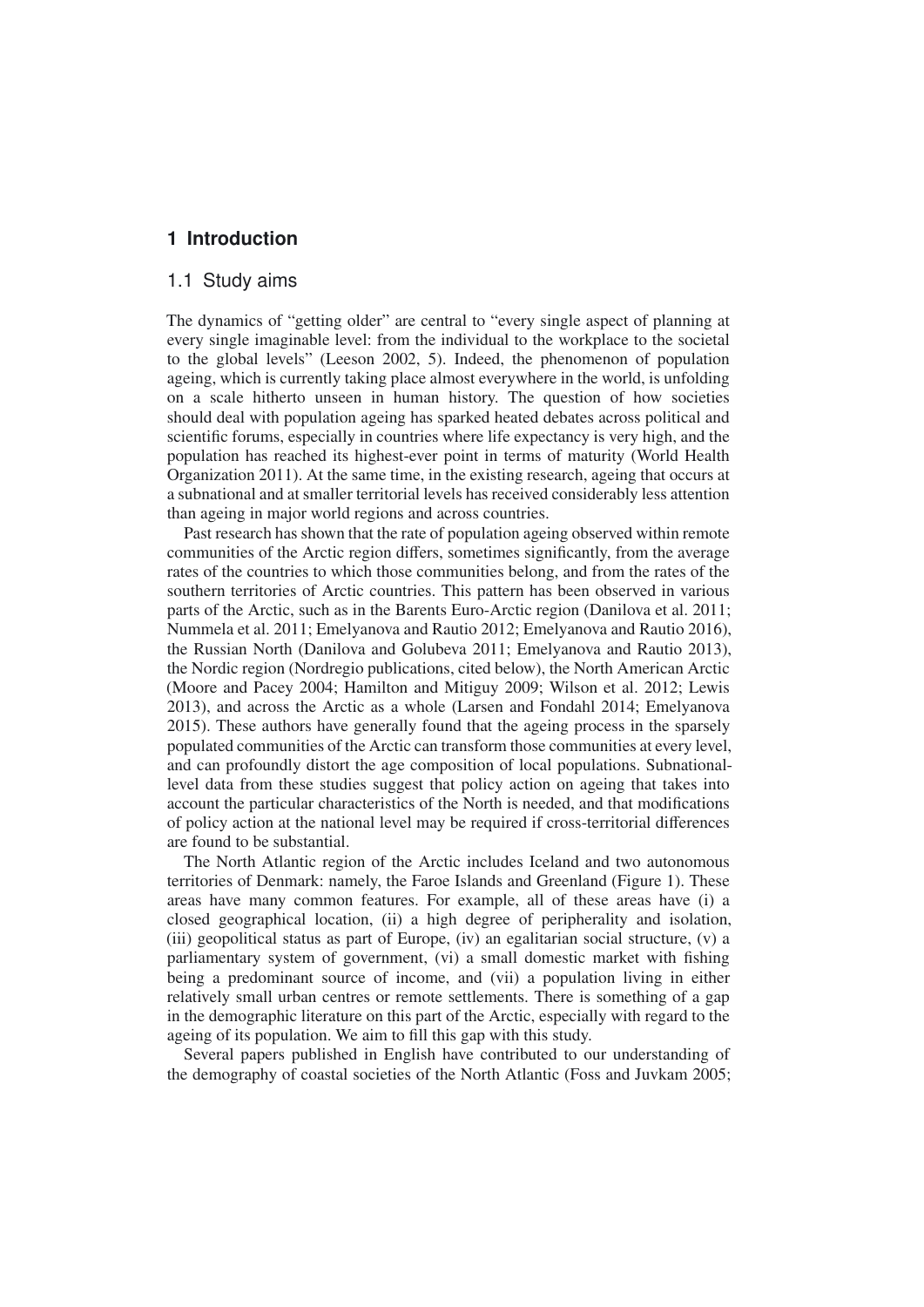# 1 Introduction

## 1.1 Study aims

The dynamics of "getting older" are central to "every single aspect of planning at every single imaginable level: from the individual to the workplace to the societal to the global levels" (Leeson 2002, 5). Indeed, the phenomenon of population ageing, which is currently taking place almost everywhere in the world, is unfolding on a scale hitherto unseen in human history. The question of how societies should deal with population ageing has sparked heated debates across political and scientific forums, especially in countries where life expectancy is very high, and the population has reached its highest-ever point in terms of maturity (World Health Organization 2011). At the same time, in the existing research, ageing that occurs at a subnational and at smaller territorial levels has received considerably less attention than ageing in major world regions and across countries.

Past research has shown that the rate of population ageing observed within remote communities of the Arctic region differs, sometimes significantly, from the average rates of the countries to which those communities belong, and from the rates of the southern territories of Arctic countries. This pattern has been observed in various parts of the Arctic, such as in the Barents Euro-Arctic region (Danilova et al. 2011; Nummela et al. 2011; Emelyanova and Rautio 2012; Emelyanova and Rautio 2016), the Russian North (Danilova and Golubeva 2011; Emelyanova and Rautio 2013), the Nordic region (Nordregio publications, cited below), the North American Arctic (Moore and Pacey 2004; Hamilton and Mitiguy 2009; Wilson et al. 2012; Lewis 2013), and across the Arctic as a whole (Larsen and Fondahl 2014; Emelyanova 2015). These authors have generally found that the ageing process in the sparsely populated communities of the Arctic can transform those communities at every level, and can profoundly distort the age composition of local populations. Subnational-level data from these studies suggest that policy action on ageing that takes into account the particular characteristics of the North is needed, and that modifications of policy action at the national level may be required if cross-territorial differences are found to be substantial.

The North Atlantic region of the Arctic includes Iceland and two autonomous territories of Denmark: namely, the Faroe Islands and Greenland (Figure 1). These areas have many common features. For example, all of these areas have (i) a closed geographical location, (ii) a high degree of peripherality and isolation, (iii) geopolitical status as part of Europe, (iv) an egalitarian social structure, (v) a parliamentary system of government, (vi) a small domestic market with fishing being a predominant source of income, and (vii) a population living in either relatively small urban centres or remote settlements. There is something of a gap in the demographic literature on this part of the Arctic, especially with regard to the ageing of its population. We aim to fill this gap with this study.

Several papers published in English have contributed to our understanding of the demography of coastal societies of the North Atlantic (Foss and Juvkam 2005;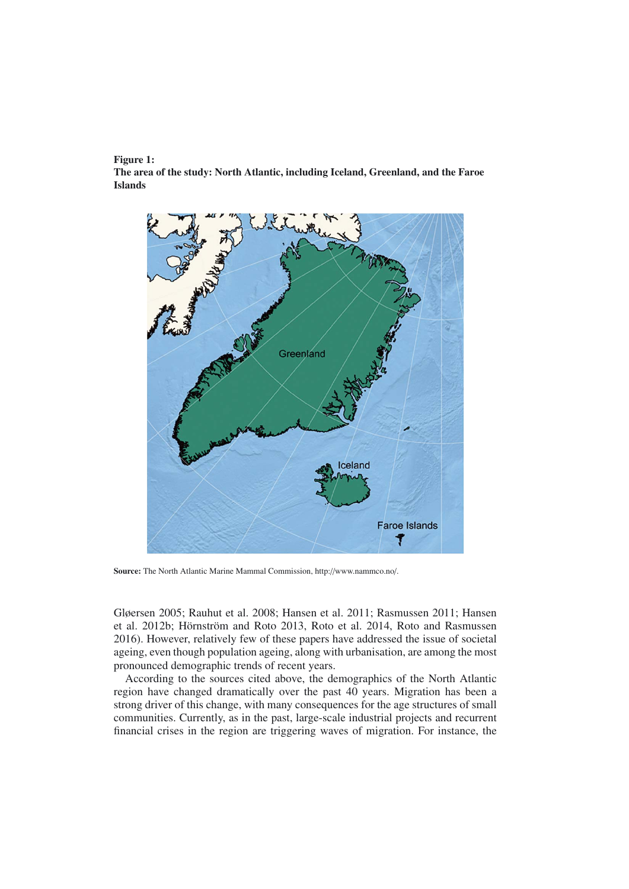**Figure 1:**
**The area of the study: North Atlantic, including Iceland, Greenland, and the Faroe Islands**

**Source:** The North Atlantic Marine Mammal Commission, http://www.nammco.no/.

Gløersen 2005; Rauhut et al. 2008; Hansen et al. 2011; Rasmussen 2011; Hansen et al. 2012b; Hörnström and Roto 2013, Roto et al. 2014, Roto and Rasmussen 2016). However, relatively few of these papers have addressed the issue of societal ageing, even though population ageing, along with urbanisation, are among the most pronounced demographic trends of recent years.

According to the sources cited above, the demographics of the North Atlantic region have changed dramatically over the past 40 years. Migration has been a strong driver of this change, with many consequences for the age structures of small communities. Currently, as in the past, large-scale industrial projects and recurrent financial crises in the region are triggering waves of migration. For instance, the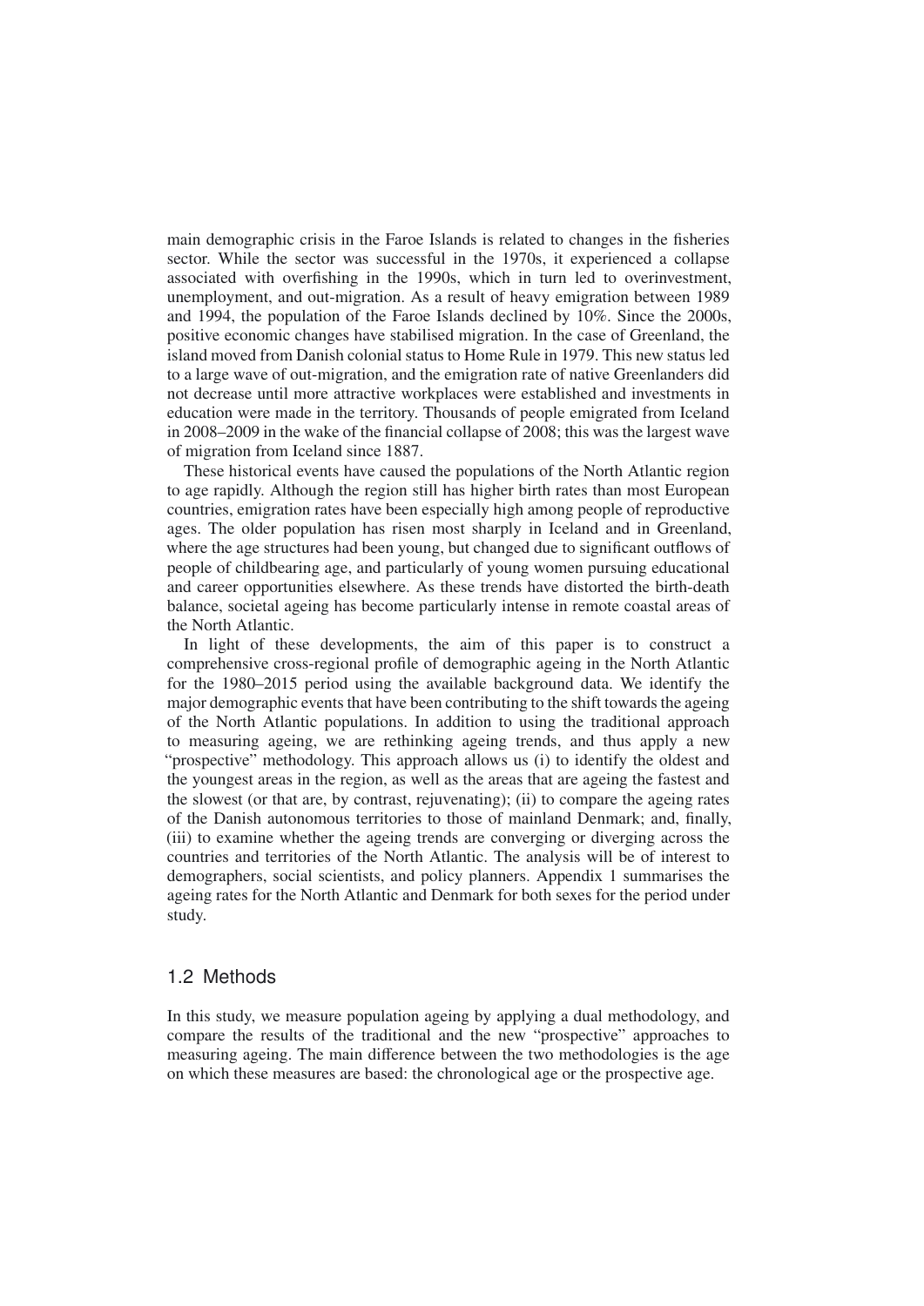main demographic crisis in the Faroe Islands is related to changes in the fisheries sector. While the sector was successful in the 1970s, it experienced a collapse associated with overfishing in the 1990s, which in turn led to overinvestment, unemployment, and out-migration. As a result of heavy emigration between 1989 and 1994, the population of the Faroe Islands declined by 10%. Since the 2000s, positive economic changes have stabilised migration. In the case of Greenland, the island moved from Danish colonial status to Home Rule in 1979. This new status led to a large wave of out-migration, and the emigration rate of native Greenlanders did not decrease until more attractive workplaces were established and investments in education were made in the territory. Thousands of people emigrated from Iceland in 2008–2009 in the wake of the financial collapse of 2008; this was the largest wave of migration from Iceland since 1887.

These historical events have caused the populations of the North Atlantic region to age rapidly. Although the region still has higher birth rates than most European countries, emigration rates have been especially high among people of reproductive ages. The older population has risen most sharply in Iceland and in Greenland, where the age structures had been young, but changed due to significant outflows of people of childbearing age, and particularly of young women pursuing educational and career opportunities elsewhere. As these trends have distorted the birth-death balance, societal ageing has become particularly intense in remote coastal areas of the North Atlantic.

In light of these developments, the aim of this paper is to construct a comprehensive cross-regional profile of demographic ageing in the North Atlantic for the 1980–2015 period using the available background data. We identify the major demographic events that have been contributing to the shift towards the ageing of the North Atlantic populations. In addition to using the traditional approach to measuring ageing, we are rethinking ageing trends, and thus apply a new "prospective" methodology. This approach allows us (i) to identify the oldest and the youngest areas in the region, as well as the areas that are ageing the fastest and the slowest (or that are, by contrast, rejuvenating); (ii) to compare the ageing rates of the Danish autonomous territories to those of mainland Denmark; and, finally, (iii) to examine whether the ageing trends are converging or diverging across the countries and territories of the North Atlantic. The analysis will be of interest to demographers, social scientists, and policy planners. Appendix 1 summarises the ageing rates for the North Atlantic and Denmark for both sexes for the period under study.

## 1.2 Methods

In this study, we measure population ageing by applying a dual methodology, and compare the results of the traditional and the new "prospective" approaches to measuring ageing. The main difference between the two methodologies is the age on which these measures are based: the chronological age or the prospective age.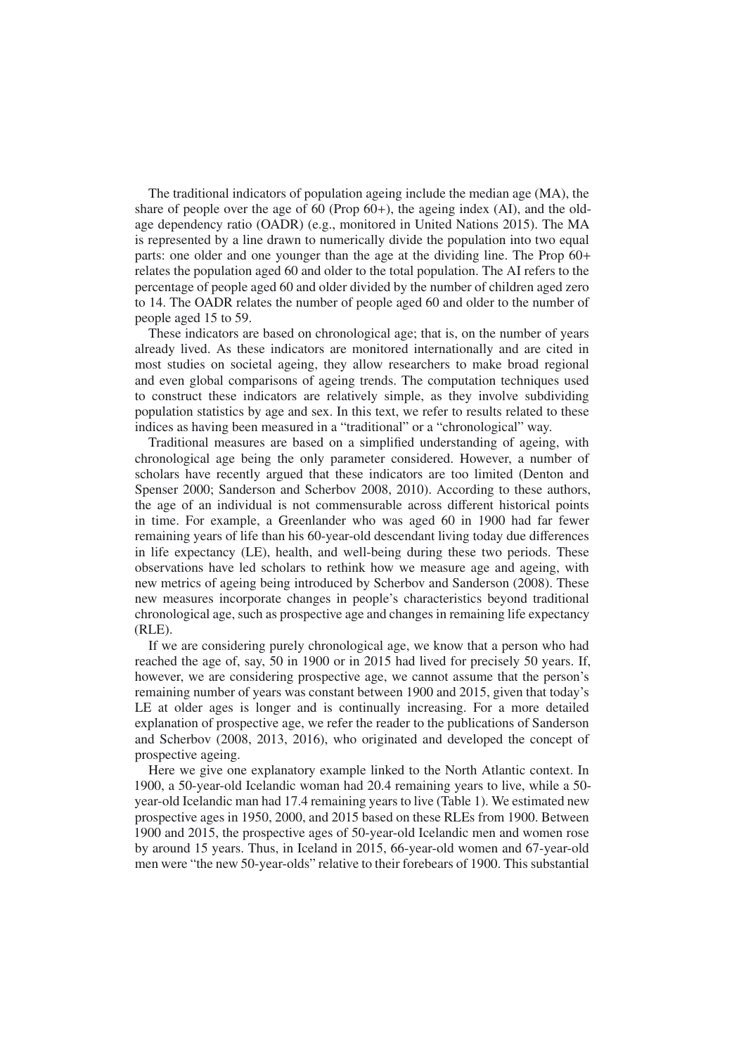The traditional indicators of population ageing include the median age (MA), the share of people over the age of 60 (Prop 60+), the ageing index (AI), and the old-age dependency ratio (OADR) (e.g., monitored in United Nations 2015). The MA is represented by a line drawn to numerically divide the population into two equal parts: one older and one younger than the age at the dividing line. The Prop 60+ relates the population aged 60 and older to the total population. The AI refers to the percentage of people aged 60 and older divided by the number of children aged zero to 14. The OADR relates the number of people aged 60 and older to the number of people aged 15 to 59.

These indicators are based on chronological age; that is, on the number of years already lived. As these indicators are monitored internationally and are cited in most studies on societal ageing, they allow researchers to make broad regional and even global comparisons of ageing trends. The computation techniques used to construct these indicators are relatively simple, as they involve subdividing population statistics by age and sex. In this text, we refer to results related to these indices as having been measured in a "traditional" or a "chronological" way.

Traditional measures are based on a simplified understanding of ageing, with chronological age being the only parameter considered. However, a number of scholars have recently argued that these indicators are too limited (Denton and Spenser 2000; Sanderson and Scherbov 2008, 2010). According to these authors, the age of an individual is not commensurable across different historical points in time. For example, a Greenlander who was aged 60 in 1900 had far fewer remaining years of life than his 60-year-old descendant living today due differences in life expectancy (LE), health, and well-being during these two periods. These observations have led scholars to rethink how we measure age and ageing, with new metrics of ageing being introduced by Scherbov and Sanderson (2008). These new measures incorporate changes in people's characteristics beyond traditional chronological age, such as prospective age and changes in remaining life expectancy (RLE).

If we are considering purely chronological age, we know that a person who had reached the age of, say, 50 in 1900 or in 2015 had lived for precisely 50 years. If, however, we are considering prospective age, we cannot assume that the person's remaining number of years was constant between 1900 and 2015, given that today's LE at older ages is longer and is continually increasing. For a more detailed explanation of prospective age, we refer the reader to the publications of Sanderson and Scherbov (2008, 2013, 2016), who originated and developed the concept of prospective ageing.

Here we give one explanatory example linked to the North Atlantic context. In 1900, a 50-year-old Icelandic woman had 20.4 remaining years to live, while a 50-year-old Icelandic man had 17.4 remaining years to live (Table 1). We estimated new prospective ages in 1950, 2000, and 2015 based on these RLEs from 1900. Between 1900 and 2015, the prospective ages of 50-year-old Icelandic men and women rose by around 15 years. Thus, in Iceland in 2015, 66-year-old women and 67-year-old men were "the new 50-year-olds" relative to their forebears of 1900. This substantial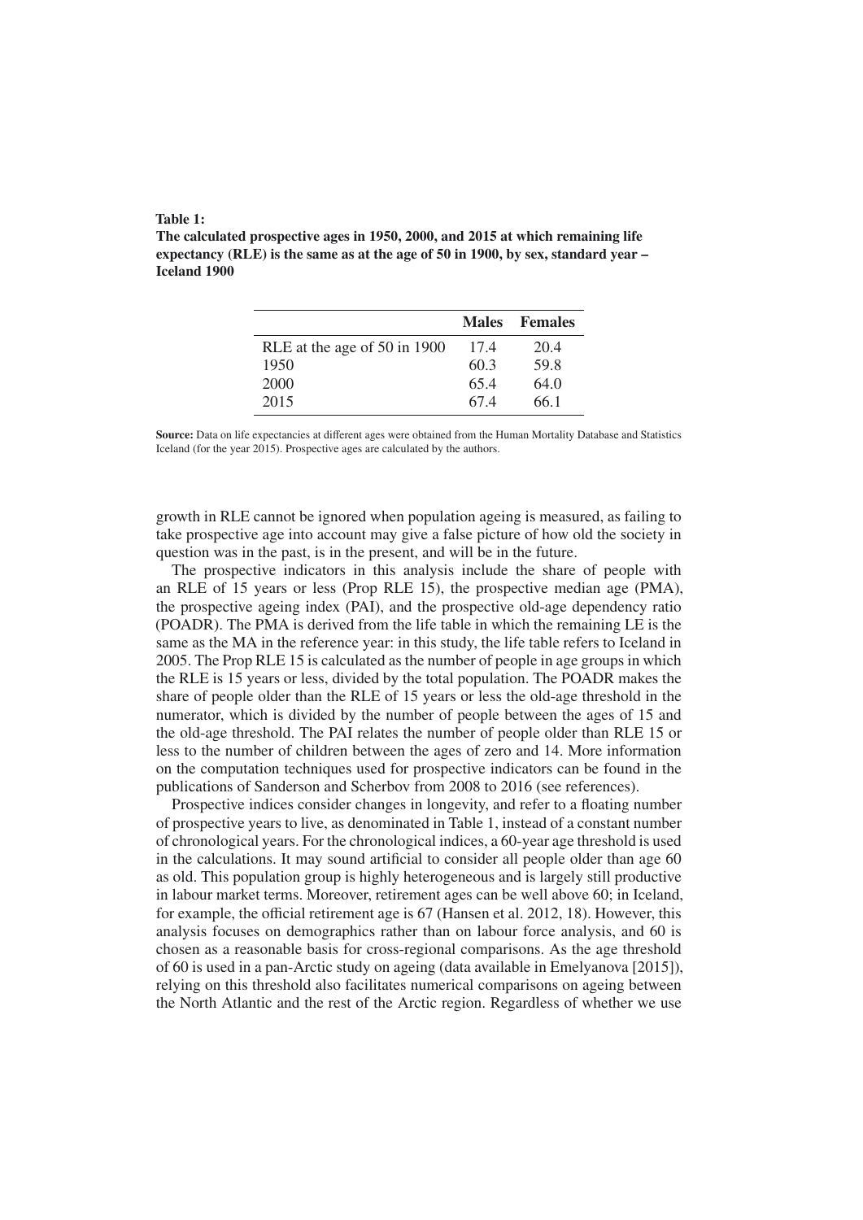**Table 1:**
**The calculated prospective ages in 1950, 2000, and 2015 at which remaining life expectancy (RLE) is the same as at the age of 50 in 1900, by sex, standard year – Iceland 1900**

| | Males | Females |
|---|---|---|
| RLE at the age of 50 in 1900 | 17.4 | 20.4 |
| 1950 | 60.3 | 59.8 |
| 2000 | 65.4 | 64.0 |
| 2015 | 67.4 | 66.1 |

**Source:** Data on life expectancies at different ages were obtained from the Human Mortality Database and Statistics Iceland (for the year 2015). Prospective ages are calculated by the authors.

growth in RLE cannot be ignored when population ageing is measured, as failing to take prospective age into account may give a false picture of how old the society in question was in the past, is in the present, and will be in the future.

The prospective indicators in this analysis include the share of people with an RLE of 15 years or less (Prop RLE 15), the prospective median age (PMA), the prospective ageing index (PAI), and the prospective old-age dependency ratio (POADR). The PMA is derived from the life table in which the remaining LE is the same as the MA in the reference year: in this study, the life table refers to Iceland in 2005. The Prop RLE 15 is calculated as the number of people in age groups in which the RLE is 15 years or less, divided by the total population. The POADR makes the share of people older than the RLE of 15 years or less the old-age threshold in the numerator, which is divided by the number of people between the ages of 15 and the old-age threshold. The PAI relates the number of people older than RLE 15 or less to the number of children between the ages of zero and 14. More information on the computation techniques used for prospective indicators can be found in the publications of Sanderson and Scherbov from 2008 to 2016 (see references).

Prospective indices consider changes in longevity, and refer to a floating number of prospective years to live, as denominated in Table 1, instead of a constant number of chronological years. For the chronological indices, a 60-year age threshold is used in the calculations. It may sound artificial to consider all people older than age 60 as old. This population group is highly heterogeneous and is largely still productive in labour market terms. Moreover, retirement ages can be well above 60; in Iceland, for example, the official retirement age is 67 (Hansen et al. 2012, 18). However, this analysis focuses on demographics rather than on labour force analysis, and 60 is chosen as a reasonable basis for cross-regional comparisons. As the age threshold of 60 is used in a pan-Arctic study on ageing (data available in Emelyanova [2015]), relying on this threshold also facilitates numerical comparisons on ageing between the North Atlantic and the rest of the Arctic region. Regardless of whether we use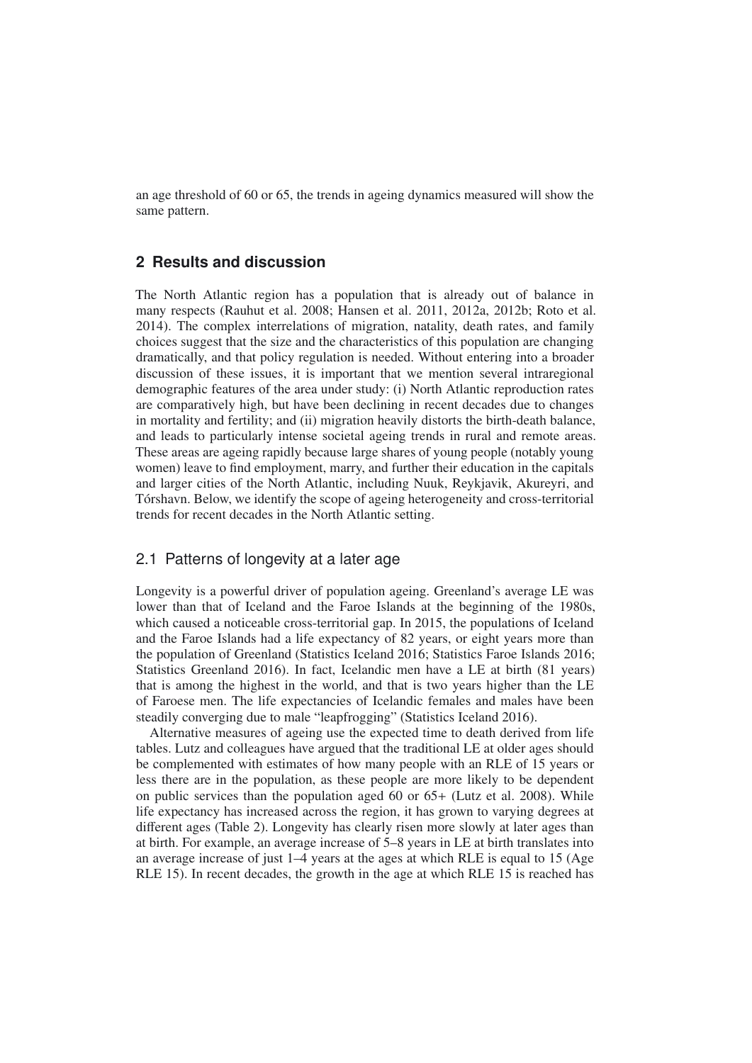an age threshold of 60 or 65, the trends in ageing dynamics measured will show the same pattern.

## 2 Results and discussion

The North Atlantic region has a population that is already out of balance in many respects (Rauhut et al. 2008; Hansen et al. 2011, 2012a, 2012b; Roto et al. 2014). The complex interrelations of migration, natality, death rates, and family choices suggest that the size and the characteristics of this population are changing dramatically, and that policy regulation is needed. Without entering into a broader discussion of these issues, it is important that we mention several intraregional demographic features of the area under study: (i) North Atlantic reproduction rates are comparatively high, but have been declining in recent decades due to changes in mortality and fertility; and (ii) migration heavily distorts the birth-death balance, and leads to particularly intense societal ageing trends in rural and remote areas. These areas are ageing rapidly because large shares of young people (notably young women) leave to find employment, marry, and further their education in the capitals and larger cities of the North Atlantic, including Nuuk, Reykjavik, Akureyri, and Tórshavn. Below, we identify the scope of ageing heterogeneity and cross-territorial trends for recent decades in the North Atlantic setting.

### 2.1 Patterns of longevity at a later age

Longevity is a powerful driver of population ageing. Greenland's average LE was lower than that of Iceland and the Faroe Islands at the beginning of the 1980s, which caused a noticeable cross-territorial gap. In 2015, the populations of Iceland and the Faroe Islands had a life expectancy of 82 years, or eight years more than the population of Greenland (Statistics Iceland 2016; Statistics Faroe Islands 2016; Statistics Greenland 2016). In fact, Icelandic men have a LE at birth (81 years) that is among the highest in the world, and that is two years higher than the LE of Faroese men. The life expectancies of Icelandic females and males have been steadily converging due to male "leapfrogging" (Statistics Iceland 2016).

Alternative measures of ageing use the expected time to death derived from life tables. Lutz and colleagues have argued that the traditional LE at older ages should be complemented with estimates of how many people with an RLE of 15 years or less there are in the population, as these people are more likely to be dependent on public services than the population aged 60 or 65+ (Lutz et al. 2008). While life expectancy has increased across the region, it has grown to varying degrees at different ages (Table 2). Longevity has clearly risen more slowly at later ages than at birth. For example, an average increase of 5–8 years in LE at birth translates into an average increase of just 1–4 years at the ages at which RLE is equal to 15 (Age RLE 15). In recent decades, the growth in the age at which RLE 15 is reached has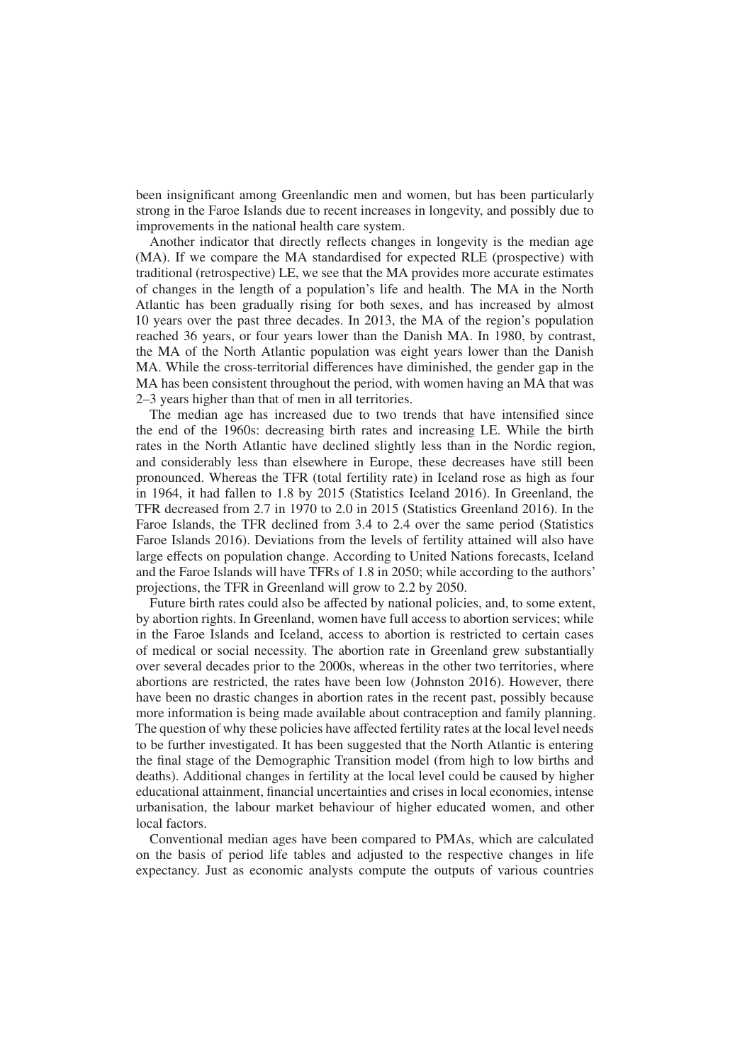been insignificant among Greenlandic men and women, but has been particularly strong in the Faroe Islands due to recent increases in longevity, and possibly due to improvements in the national health care system.

Another indicator that directly reflects changes in longevity is the median age (MA). If we compare the MA standardised for expected RLE (prospective) with traditional (retrospective) LE, we see that the MA provides more accurate estimates of changes in the length of a population's life and health. The MA in the North Atlantic has been gradually rising for both sexes, and has increased by almost 10 years over the past three decades. In 2013, the MA of the region's population reached 36 years, or four years lower than the Danish MA. In 1980, by contrast, the MA of the North Atlantic population was eight years lower than the Danish MA. While the cross-territorial differences have diminished, the gender gap in the MA has been consistent throughout the period, with women having an MA that was 2–3 years higher than that of men in all territories.

The median age has increased due to two trends that have intensified since the end of the 1960s: decreasing birth rates and increasing LE. While the birth rates in the North Atlantic have declined slightly less than in the Nordic region, and considerably less than elsewhere in Europe, these decreases have still been pronounced. Whereas the TFR (total fertility rate) in Iceland rose as high as four in 1964, it had fallen to 1.8 by 2015 (Statistics Iceland 2016). In Greenland, the TFR decreased from 2.7 in 1970 to 2.0 in 2015 (Statistics Greenland 2016). In the Faroe Islands, the TFR declined from 3.4 to 2.4 over the same period (Statistics Faroe Islands 2016). Deviations from the levels of fertility attained will also have large effects on population change. According to United Nations forecasts, Iceland and the Faroe Islands will have TFRs of 1.8 in 2050; while according to the authors' projections, the TFR in Greenland will grow to 2.2 by 2050.

Future birth rates could also be affected by national policies, and, to some extent, by abortion rights. In Greenland, women have full access to abortion services; while in the Faroe Islands and Iceland, access to abortion is restricted to certain cases of medical or social necessity. The abortion rate in Greenland grew substantially over several decades prior to the 2000s, whereas in the other two territories, where abortions are restricted, the rates have been low (Johnston 2016). However, there have been no drastic changes in abortion rates in the recent past, possibly because more information is being made available about contraception and family planning. The question of why these policies have affected fertility rates at the local level needs to be further investigated. It has been suggested that the North Atlantic is entering the final stage of the Demographic Transition model (from high to low births and deaths). Additional changes in fertility at the local level could be caused by higher educational attainment, financial uncertainties and crises in local economies, intense urbanisation, the labour market behaviour of higher educated women, and other local factors.

Conventional median ages have been compared to PMAs, which are calculated on the basis of period life tables and adjusted to the respective changes in life expectancy. Just as economic analysts compute the outputs of various countries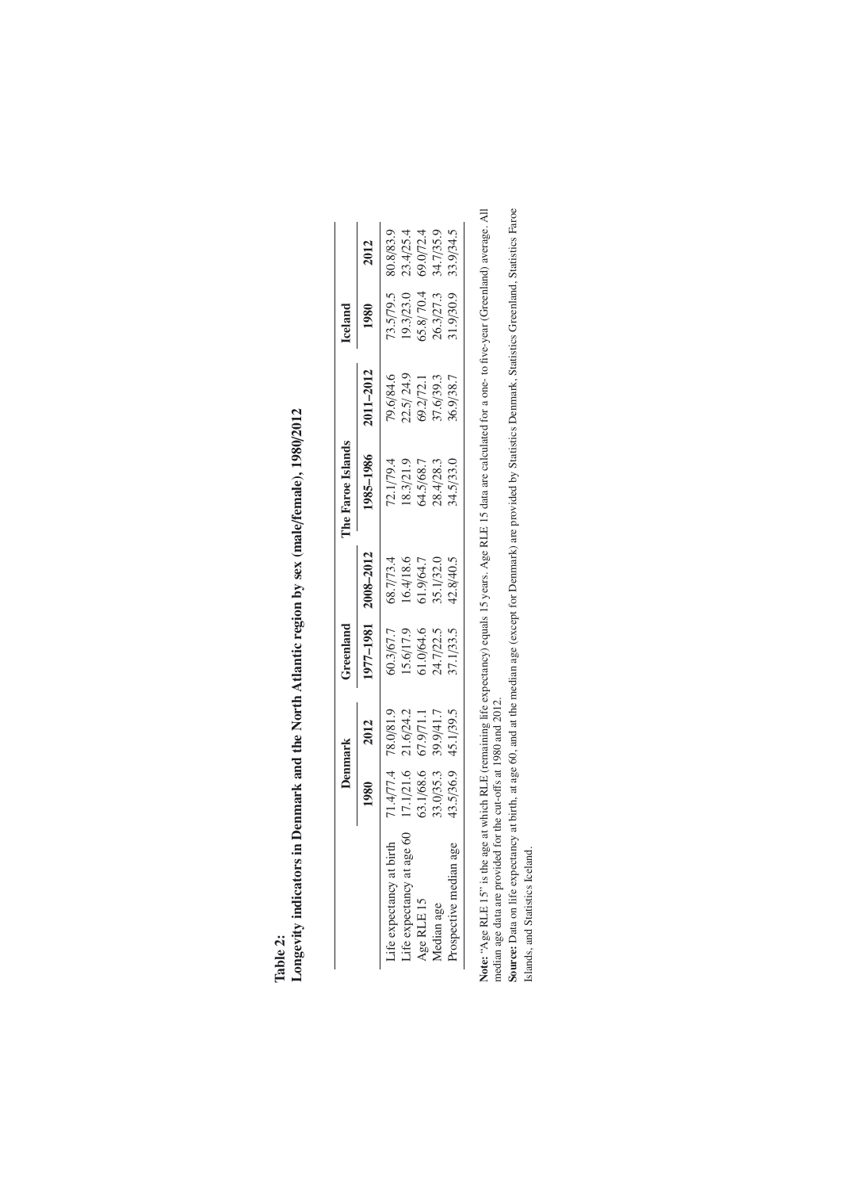**Table 2:**
**Longevity indicators in Denmark and the North Atlantic region by sex (male/female), 1980/2012**

| | Denmark | | Greenland | | The Faroe Islands | | Iceland | |
|---|---|---|---|---|---|---|---|---|
| | 1980 | 2012 | 1977–1981 | 2008–2012 | 1985–1986 | 2011–2012 | 1980 | 2012 |
| Life expectancy at birth | 71.4/77.4 | 78.0/81.9 | 60.3/67.7 | 68.7/73.4 | 72.1/79.4 | 79.6/84.6 | 73.5/79.5 | 80.8/83.9 |
| Life expectancy at age 60 | 17.1/21.6 | 21.6/24.2 | 15.6/17.9 | 16.4/18.6 | 18.3/21.9 | 22.5/ 24.9 | 19.3/23.0 | 23.4/25.4 |
| Age RLE 15 | 63.1/68.6 | 67.9/71.1 | 61.0/64.6 | 61.9/64.7 | 64.5/68.7 | 69.2/72.1 | 65.8/ 70.4 | 69.0/72.4 |
| Median age | 33.0/35.3 | 39.9/41.7 | 24.7/22.5 | 35.1/32.0 | 28.4/28.3 | 37.6/39.3 | 26.3/27.3 | 34.7/35.9 |
| Prospective median age | 43.5/36.9 | 45.1/39.5 | 37.1/33.5 | 42.8/40.5 | 34.5/33.0 | 36.9/38.7 | 31.9/30.9 | 33.9/34.5 |

**Note:** "Age RLE 15" is the age at which RLE (remaining life expectancy) equals 15 years. Age RLE 15 data are calculated for a one- to five-year (Greenland) average. All median age data are provided for the cut-offs at 1980 and 2012.

**Source:** Data on life expectancy at birth, at age 60, and at the median age (except for Denmark) are provided by Statistics Denmark, Statistics Greenland, Statistics Faroe Islands, and Statistics Iceland.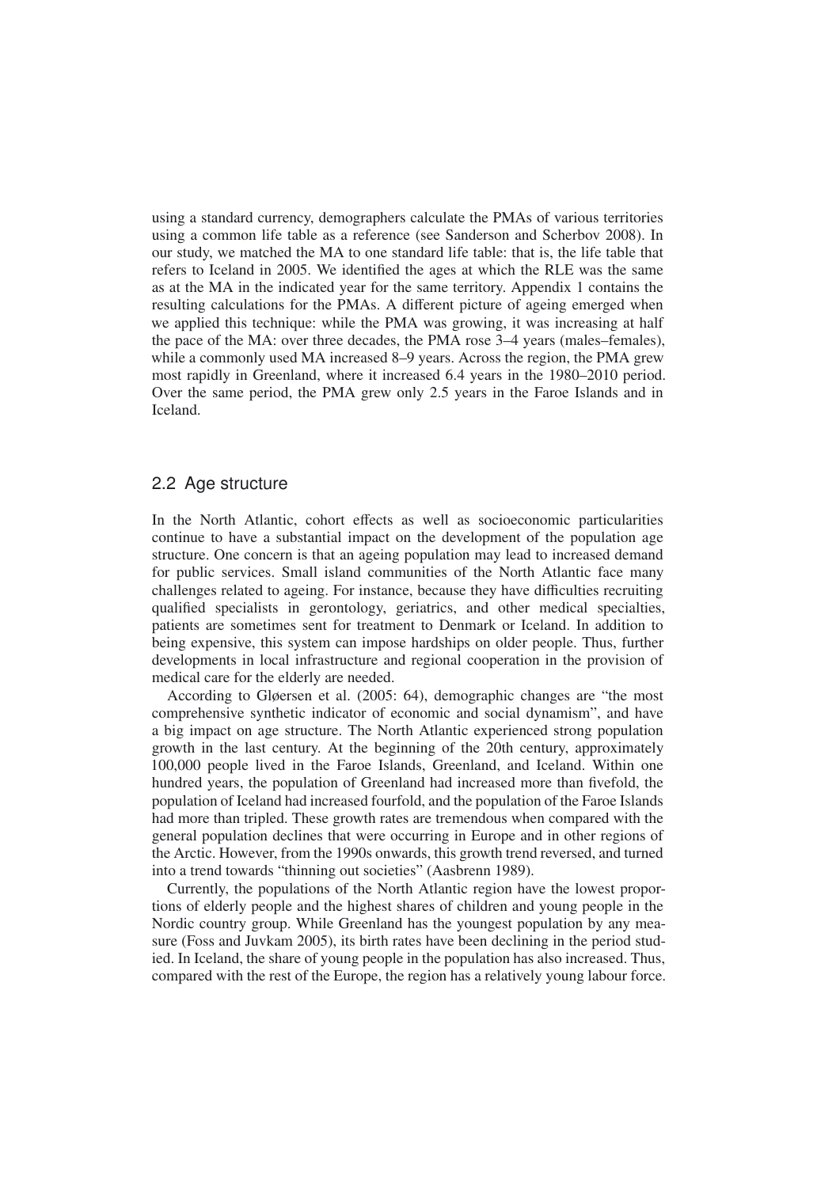using a standard currency, demographers calculate the PMAs of various territories using a common life table as a reference (see Sanderson and Scherbov 2008). In our study, we matched the MA to one standard life table: that is, the life table that refers to Iceland in 2005. We identified the ages at which the RLE was the same as at the MA in the indicated year for the same territory. Appendix 1 contains the resulting calculations for the PMAs. A different picture of ageing emerged when we applied this technique: while the PMA was growing, it was increasing at half the pace of the MA: over three decades, the PMA rose 3–4 years (males–females), while a commonly used MA increased 8–9 years. Across the region, the PMA grew most rapidly in Greenland, where it increased 6.4 years in the 1980–2010 period. Over the same period, the PMA grew only 2.5 years in the Faroe Islands and in Iceland.

## 2.2 Age structure

In the North Atlantic, cohort effects as well as socioeconomic particularities continue to have a substantial impact on the development of the population age structure. One concern is that an ageing population may lead to increased demand for public services. Small island communities of the North Atlantic face many challenges related to ageing. For instance, because they have difficulties recruiting qualified specialists in gerontology, geriatrics, and other medical specialties, patients are sometimes sent for treatment to Denmark or Iceland. In addition to being expensive, this system can impose hardships on older people. Thus, further developments in local infrastructure and regional cooperation in the provision of medical care for the elderly are needed.

According to Gløersen et al. (2005: 64), demographic changes are "the most comprehensive synthetic indicator of economic and social dynamism", and have a big impact on age structure. The North Atlantic experienced strong population growth in the last century. At the beginning of the 20th century, approximately 100,000 people lived in the Faroe Islands, Greenland, and Iceland. Within one hundred years, the population of Greenland had increased more than fivefold, the population of Iceland had increased fourfold, and the population of the Faroe Islands had more than tripled. These growth rates are tremendous when compared with the general population declines that were occurring in Europe and in other regions of the Arctic. However, from the 1990s onwards, this growth trend reversed, and turned into a trend towards "thinning out societies" (Aasbrenn 1989).

Currently, the populations of the North Atlantic region have the lowest proportions of elderly people and the highest shares of children and young people in the Nordic country group. While Greenland has the youngest population by any measure (Foss and Juvkam 2005), its birth rates have been declining in the period studied. In Iceland, the share of young people in the population has also increased. Thus, compared with the rest of the Europe, the region has a relatively young labour force.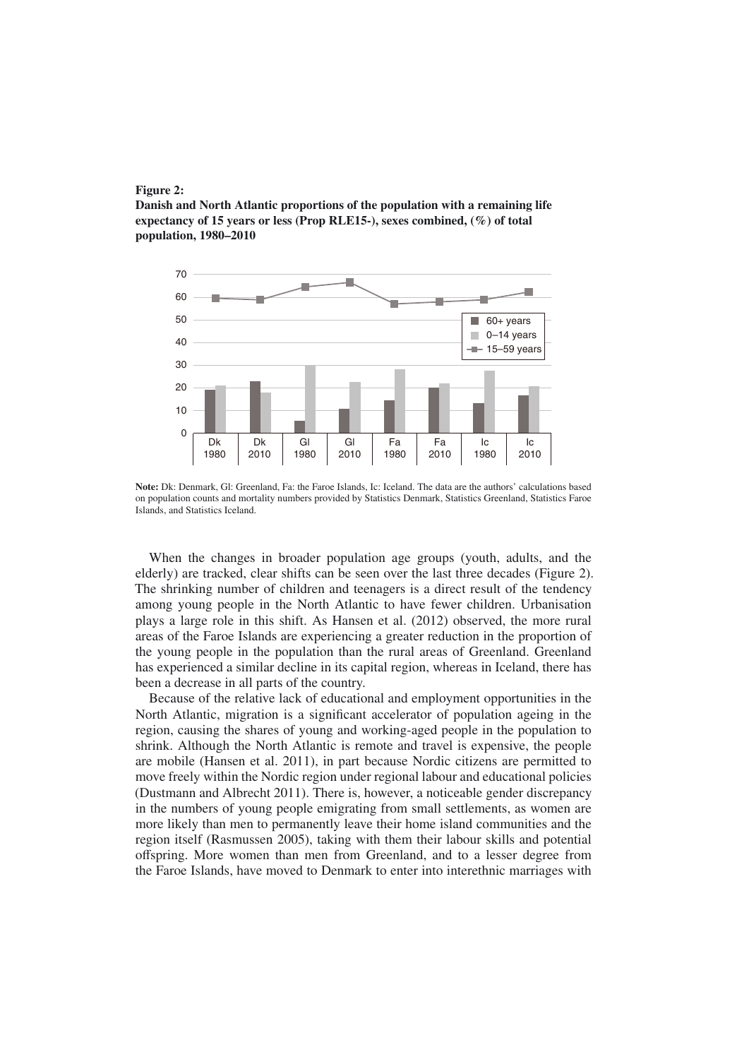**Figure 2:**
**Danish and North Atlantic proportions of the population with a remaining life expectancy of 15 years or less (Prop RLE15-), sexes combined, (%) of total population, 1980–2010**

**Note:** Dk: Denmark, Gl: Greenland, Fa: the Faroe Islands, Ic: Iceland. The data are the authors' calculations based on population counts and mortality numbers provided by Statistics Denmark, Statistics Greenland, Statistics Faroe Islands, and Statistics Iceland.

When the changes in broader population age groups (youth, adults, and the elderly) are tracked, clear shifts can be seen over the last three decades (Figure 2). The shrinking number of children and teenagers is a direct result of the tendency among young people in the North Atlantic to have fewer children. Urbanisation plays a large role in this shift. As Hansen et al. (2012) observed, the more rural areas of the Faroe Islands are experiencing a greater reduction in the proportion of the young people in the population than the rural areas of Greenland. Greenland has experienced a similar decline in its capital region, whereas in Iceland, there has been a decrease in all parts of the country.

Because of the relative lack of educational and employment opportunities in the North Atlantic, migration is a significant accelerator of population ageing in the region, causing the shares of young and working-aged people in the population to shrink. Although the North Atlantic is remote and travel is expensive, the people are mobile (Hansen et al. 2011), in part because Nordic citizens are permitted to move freely within the Nordic region under regional labour and educational policies (Dustmann and Albrecht 2011). There is, however, a noticeable gender discrepancy in the numbers of young people emigrating from small settlements, as women are more likely than men to permanently leave their home island communities and the region itself (Rasmussen 2005), taking with them their labour skills and potential offspring. More women than men from Greenland, and to a lesser degree from the Faroe Islands, have moved to Denmark to enter into interethnic marriages with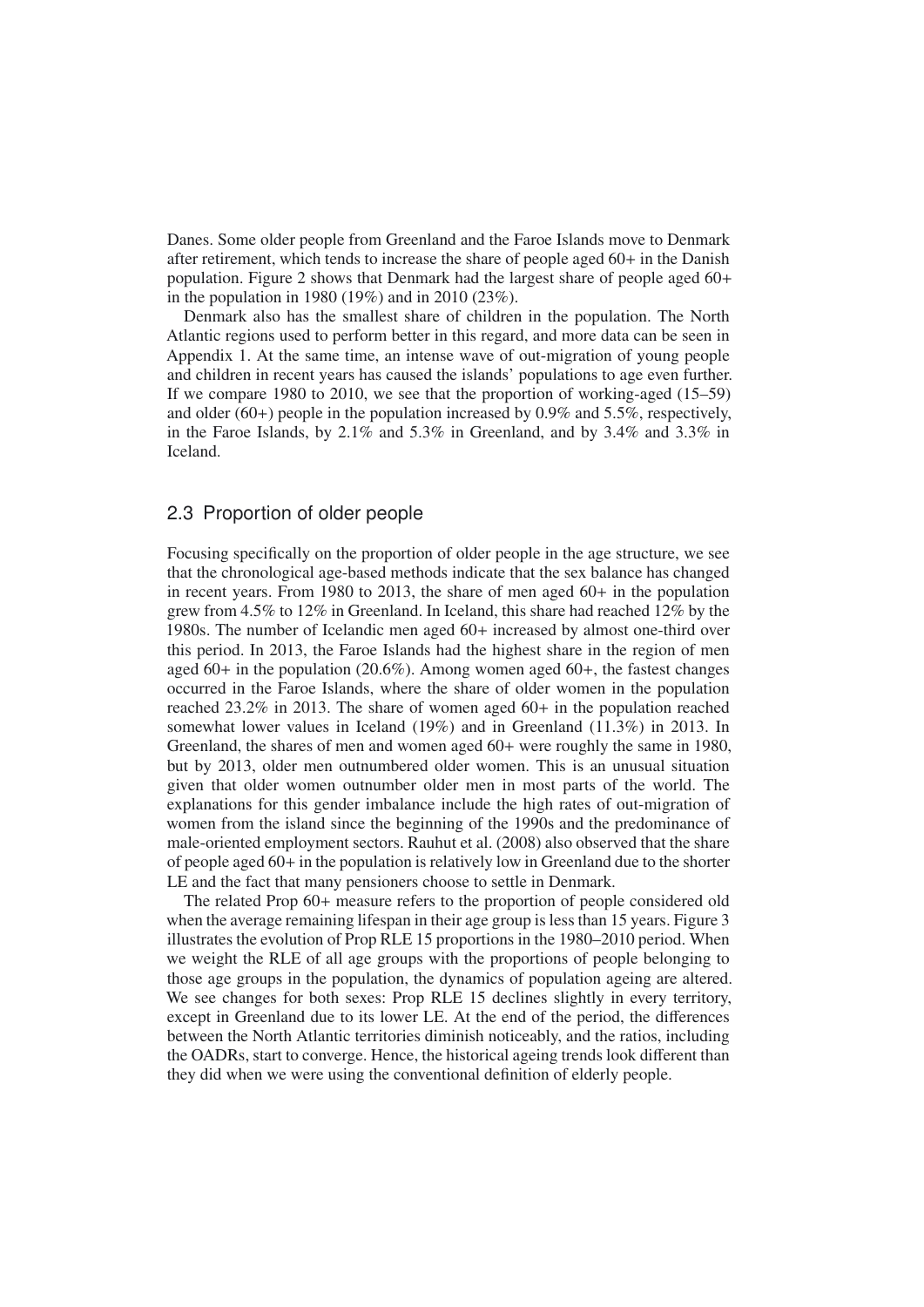Danes. Some older people from Greenland and the Faroe Islands move to Denmark after retirement, which tends to increase the share of people aged 60+ in the Danish population. Figure 2 shows that Denmark had the largest share of people aged 60+ in the population in 1980 (19%) and in 2010 (23%).

Denmark also has the smallest share of children in the population. The North Atlantic regions used to perform better in this regard, and more data can be seen in Appendix 1. At the same time, an intense wave of out-migration of young people and children in recent years has caused the islands' populations to age even further. If we compare 1980 to 2010, we see that the proportion of working-aged (15–59) and older (60+) people in the population increased by 0.9% and 5.5%, respectively, in the Faroe Islands, by 2.1% and 5.3% in Greenland, and by 3.4% and 3.3% in Iceland.

## 2.3 Proportion of older people

Focusing specifically on the proportion of older people in the age structure, we see that the chronological age-based methods indicate that the sex balance has changed in recent years. From 1980 to 2013, the share of men aged 60+ in the population grew from 4.5% to 12% in Greenland. In Iceland, this share had reached 12% by the 1980s. The number of Icelandic men aged 60+ increased by almost one-third over this period. In 2013, the Faroe Islands had the highest share in the region of men aged 60+ in the population (20.6%). Among women aged 60+, the fastest changes occurred in the Faroe Islands, where the share of older women in the population reached 23.2% in 2013. The share of women aged 60+ in the population reached somewhat lower values in Iceland (19%) and in Greenland (11.3%) in 2013. In Greenland, the shares of men and women aged 60+ were roughly the same in 1980, but by 2013, older men outnumbered older women. This is an unusual situation given that older women outnumber older men in most parts of the world. The explanations for this gender imbalance include the high rates of out-migration of women from the island since the beginning of the 1990s and the predominance of male-oriented employment sectors. Rauhut et al. (2008) also observed that the share of people aged 60+ in the population is relatively low in Greenland due to the shorter LE and the fact that many pensioners choose to settle in Denmark.

The related Prop 60+ measure refers to the proportion of people considered old when the average remaining lifespan in their age group is less than 15 years. Figure 3 illustrates the evolution of Prop RLE 15 proportions in the 1980–2010 period. When we weight the RLE of all age groups with the proportions of people belonging to those age groups in the population, the dynamics of population ageing are altered. We see changes for both sexes: Prop RLE 15 declines slightly in every territory, except in Greenland due to its lower LE. At the end of the period, the differences between the North Atlantic territories diminish noticeably, and the ratios, including the OADRs, start to converge. Hence, the historical ageing trends look different than they did when we were using the conventional definition of elderly people.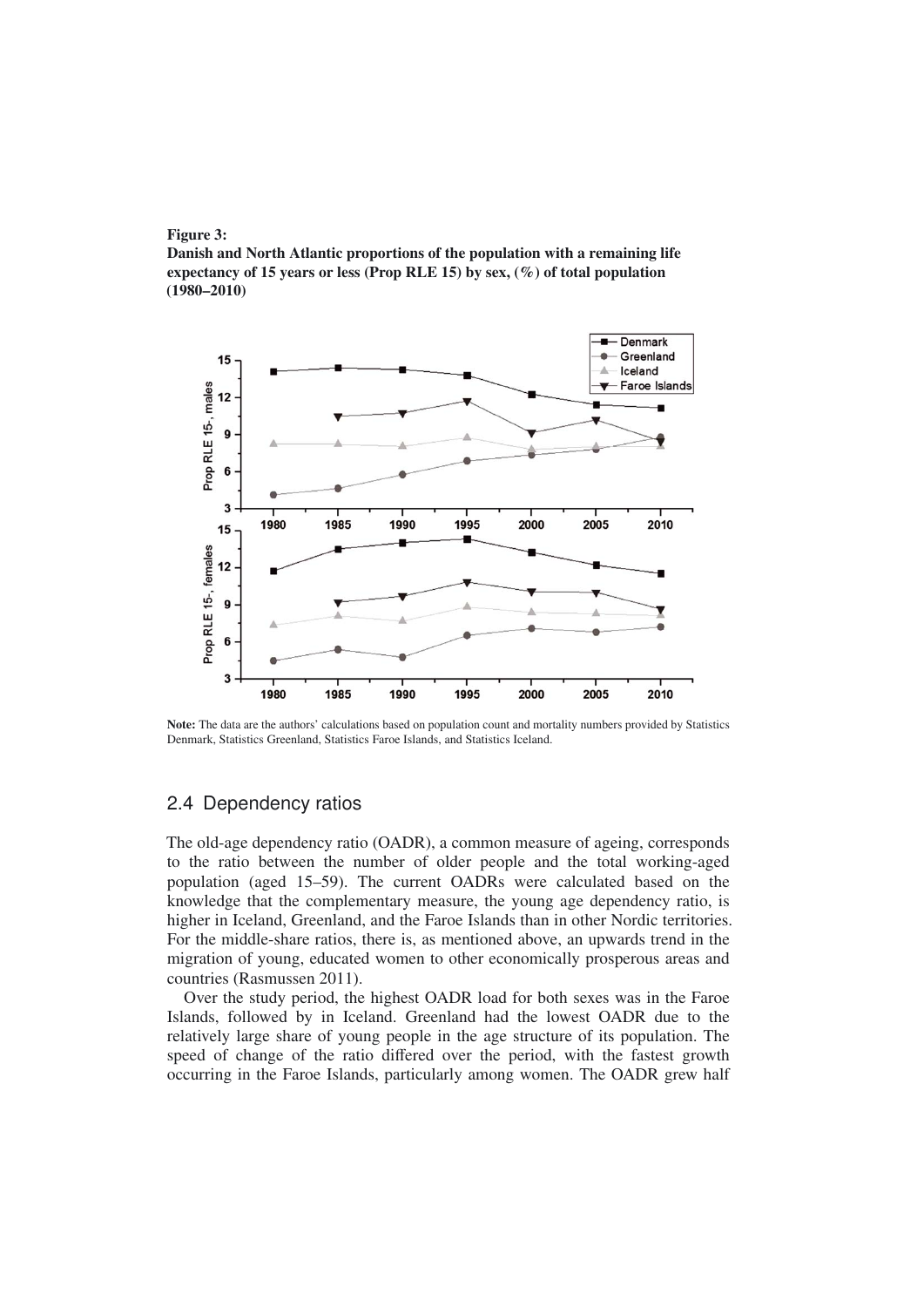**Figure 3:**
**Danish and North Atlantic proportions of the population with a remaining life expectancy of 15 years or less (Prop RLE 15) by sex, (%) of total population (1980–2010)**

**Note:** The data are the authors' calculations based on population count and mortality numbers provided by Statistics Denmark, Statistics Greenland, Statistics Faroe Islands, and Statistics Iceland.

## 2.4 Dependency ratios

The old-age dependency ratio (OADR), a common measure of ageing, corresponds to the ratio between the number of older people and the total working-aged population (aged 15–59). The current OADRs were calculated based on the knowledge that the complementary measure, the young age dependency ratio, is higher in Iceland, Greenland, and the Faroe Islands than in other Nordic territories. For the middle-share ratios, there is, as mentioned above, an upwards trend in the migration of young, educated women to other economically prosperous areas and countries (Rasmussen 2011).

Over the study period, the highest OADR load for both sexes was in the Faroe Islands, followed by in Iceland. Greenland had the lowest OADR due to the relatively large share of young people in the age structure of its population. The speed of change of the ratio differed over the period, with the fastest growth occurring in the Faroe Islands, particularly among women. The OADR grew half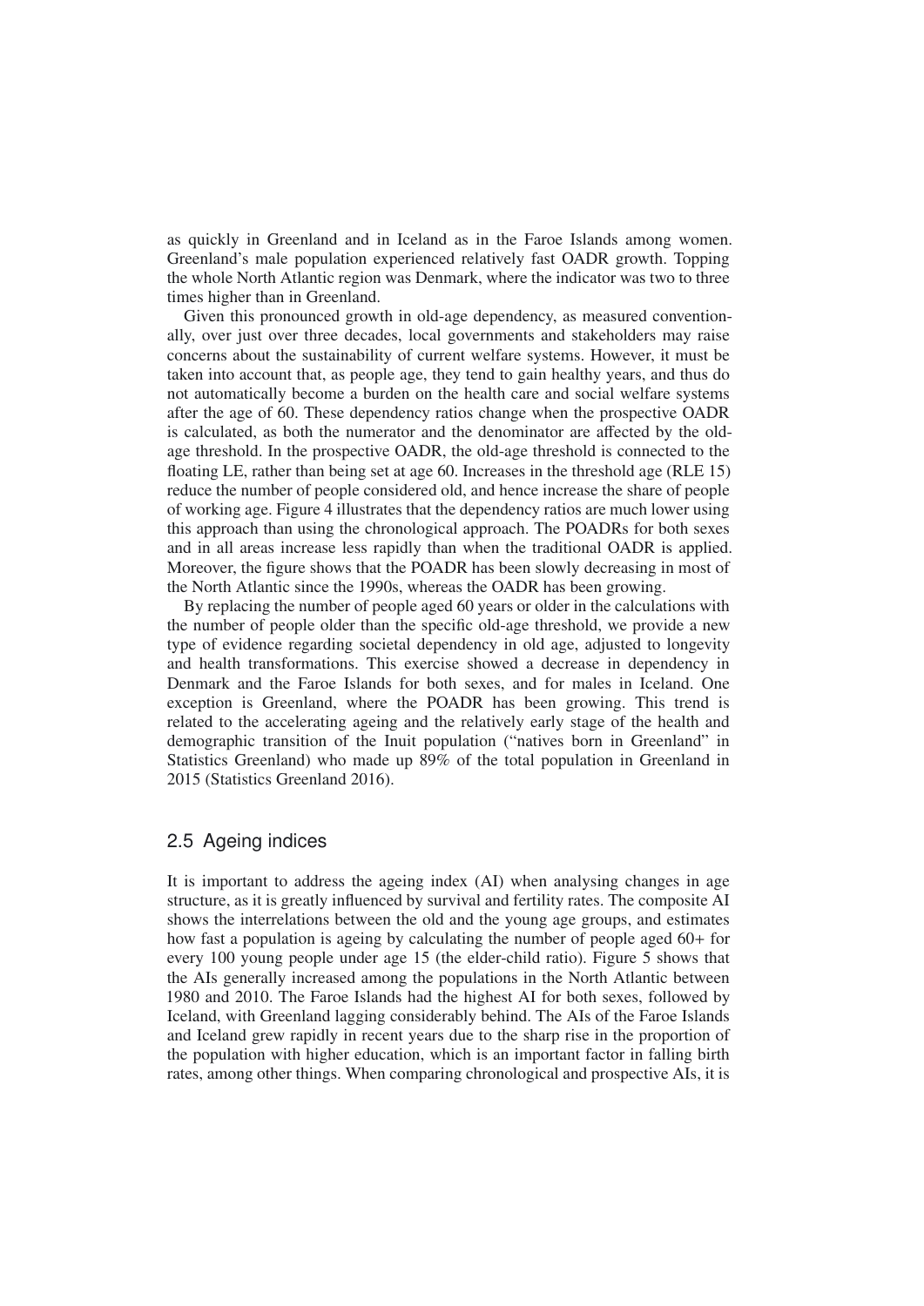as quickly in Greenland and in Iceland as in the Faroe Islands among women. Greenland's male population experienced relatively fast OADR growth. Topping the whole North Atlantic region was Denmark, where the indicator was two to three times higher than in Greenland.

Given this pronounced growth in old-age dependency, as measured conventionally, over just over three decades, local governments and stakeholders may raise concerns about the sustainability of current welfare systems. However, it must be taken into account that, as people age, they tend to gain healthy years, and thus do not automatically become a burden on the health care and social welfare systems after the age of 60. These dependency ratios change when the prospective OADR is calculated, as both the numerator and the denominator are affected by the old-age threshold. In the prospective OADR, the old-age threshold is connected to the floating LE, rather than being set at age 60. Increases in the threshold age (RLE 15) reduce the number of people considered old, and hence increase the share of people of working age. Figure 4 illustrates that the dependency ratios are much lower using this approach than using the chronological approach. The POADRs for both sexes and in all areas increase less rapidly than when the traditional OADR is applied. Moreover, the figure shows that the POADR has been slowly decreasing in most of the North Atlantic since the 1990s, whereas the OADR has been growing.

By replacing the number of people aged 60 years or older in the calculations with the number of people older than the specific old-age threshold, we provide a new type of evidence regarding societal dependency in old age, adjusted to longevity and health transformations. This exercise showed a decrease in dependency in Denmark and the Faroe Islands for both sexes, and for males in Iceland. One exception is Greenland, where the POADR has been growing. This trend is related to the accelerating ageing and the relatively early stage of the health and demographic transition of the Inuit population ("natives born in Greenland" in Statistics Greenland) who made up 89% of the total population in Greenland in 2015 (Statistics Greenland 2016).

## 2.5 Ageing indices

It is important to address the ageing index (AI) when analysing changes in age structure, as it is greatly influenced by survival and fertility rates. The composite AI shows the interrelations between the old and the young age groups, and estimates how fast a population is ageing by calculating the number of people aged 60+ for every 100 young people under age 15 (the elder-child ratio). Figure 5 shows that the AIs generally increased among the populations in the North Atlantic between 1980 and 2010. The Faroe Islands had the highest AI for both sexes, followed by Iceland, with Greenland lagging considerably behind. The AIs of the Faroe Islands and Iceland grew rapidly in recent years due to the sharp rise in the proportion of the population with higher education, which is an important factor in falling birth rates, among other things. When comparing chronological and prospective AIs, it is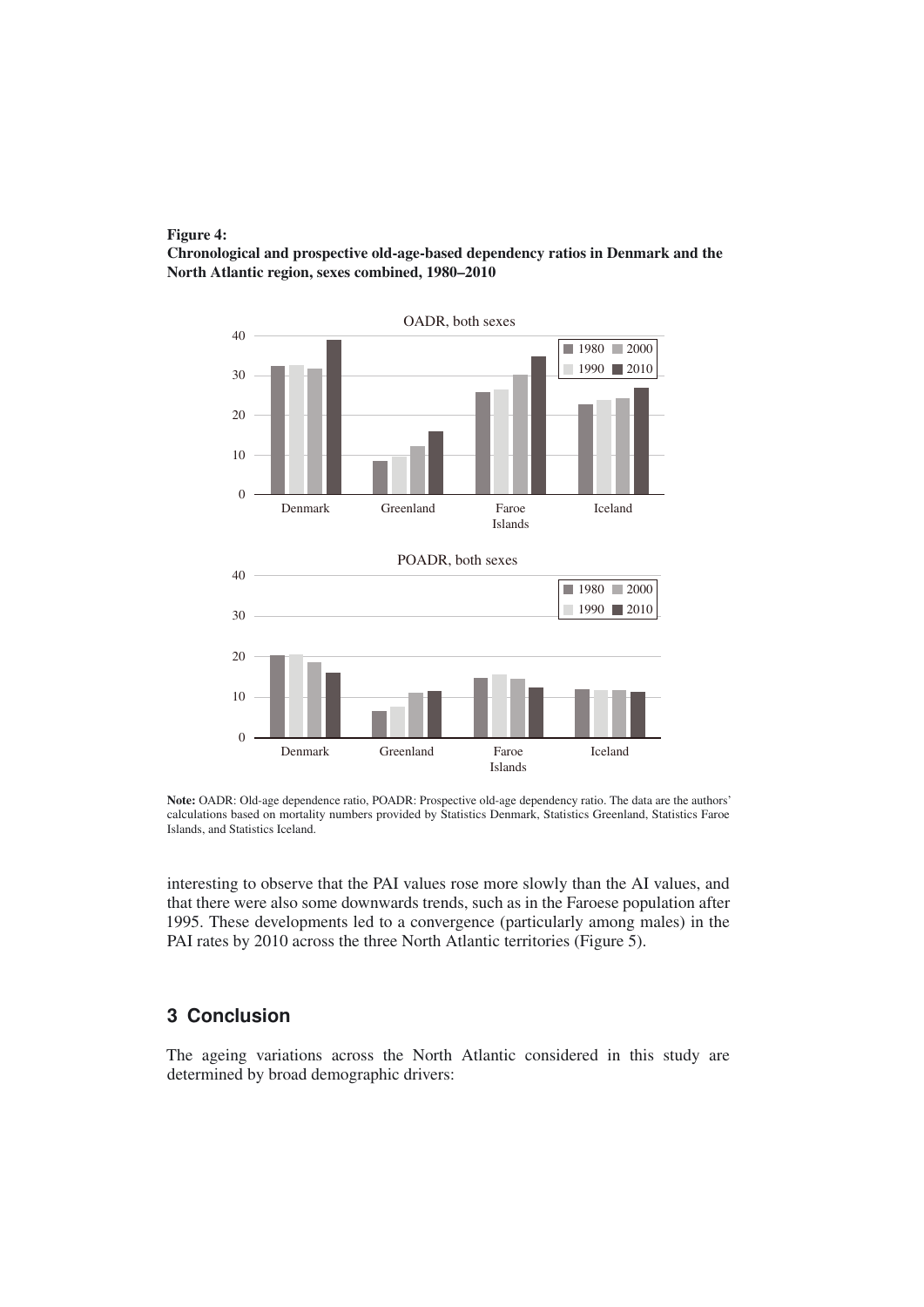**Figure 4:**
**Chronological and prospective old-age-based dependency ratios in Denmark and the North Atlantic region, sexes combined, 1980–2010**

**Note:** OADR: Old-age dependence ratio, POADR: Prospective old-age dependency ratio. The data are the authors' calculations based on mortality numbers provided by Statistics Denmark, Statistics Greenland, Statistics Faroe Islands, and Statistics Iceland.

interesting to observe that the PAI values rose more slowly than the AI values, and that there were also some downwards trends, such as in the Faroese population after 1995. These developments led to a convergence (particularly among males) in the PAI rates by 2010 across the three North Atlantic territories (Figure 5).

## 3 Conclusion

The ageing variations across the North Atlantic considered in this study are determined by broad demographic drivers: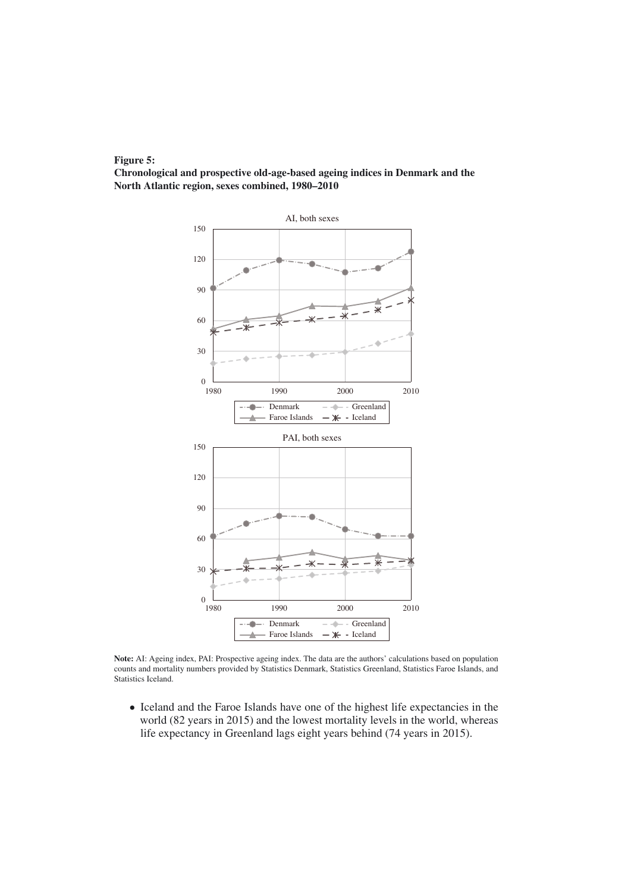**Figure 5:**
**Chronological and prospective old-age-based ageing indices in Denmark and the North Atlantic region, sexes combined, 1980–2010**

**Note:** AI: Ageing index, PAI: Prospective ageing index. The data are the authors' calculations based on population counts and mortality numbers provided by Statistics Denmark, Statistics Greenland, Statistics Faroe Islands, and Statistics Iceland.

- Iceland and the Faroe Islands have one of the highest life expectancies in the world (82 years in 2015) and the lowest mortality levels in the world, whereas life expectancy in Greenland lags eight years behind (74 years in 2015).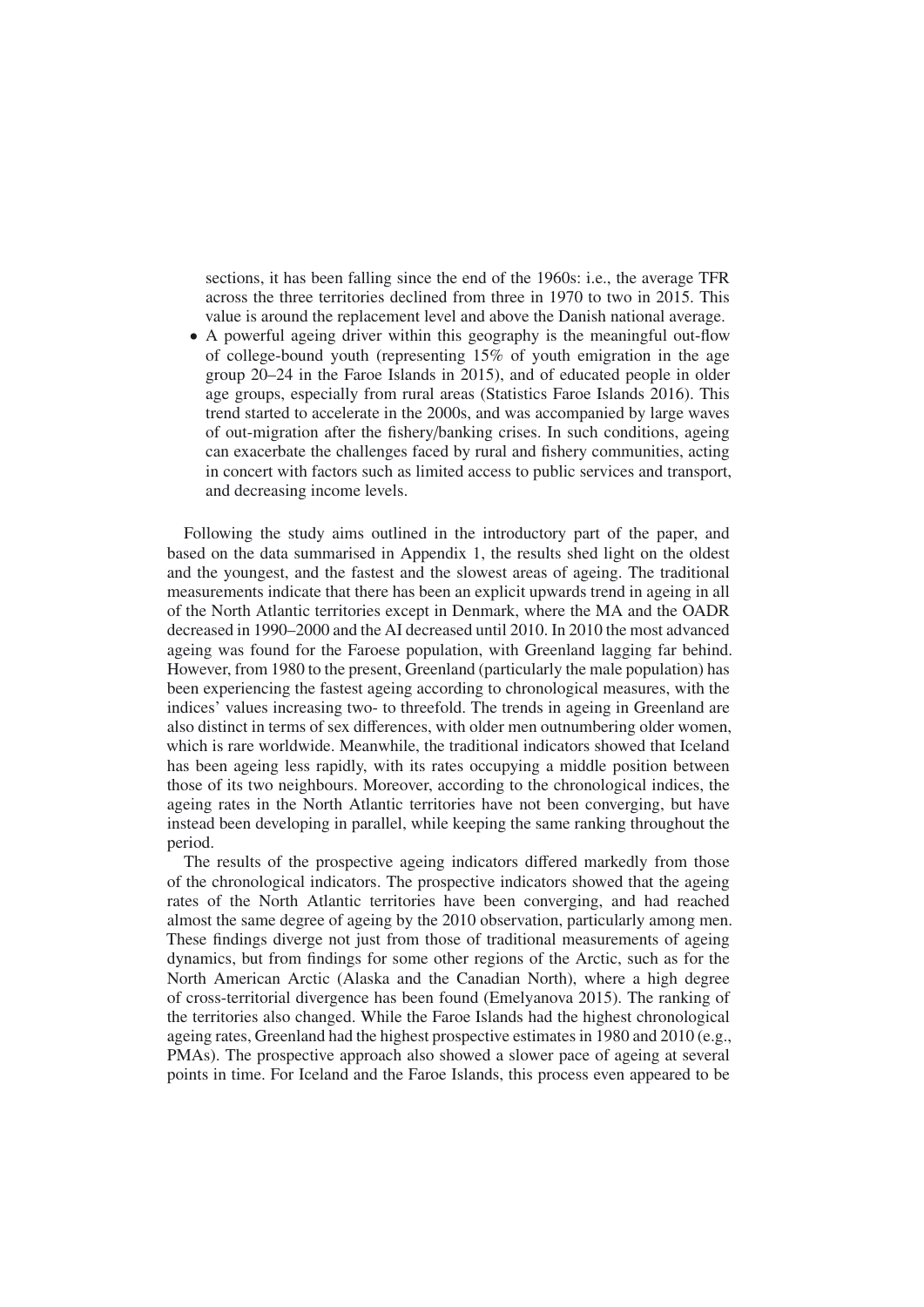sections, it has been falling since the end of the 1960s: i.e., the average TFR across the three territories declined from three in 1970 to two in 2015. This value is around the replacement level and above the Danish national average.

- A powerful ageing driver within this geography is the meaningful out-flow of college-bound youth (representing 15% of youth emigration in the age group 20–24 in the Faroe Islands in 2015), and of educated people in older age groups, especially from rural areas (Statistics Faroe Islands 2016). This trend started to accelerate in the 2000s, and was accompanied by large waves of out-migration after the fishery/banking crises. In such conditions, ageing can exacerbate the challenges faced by rural and fishery communities, acting in concert with factors such as limited access to public services and transport, and decreasing income levels.

Following the study aims outlined in the introductory part of the paper, and based on the data summarised in Appendix 1, the results shed light on the oldest and the youngest, and the fastest and the slowest areas of ageing. The traditional measurements indicate that there has been an explicit upwards trend in ageing in all of the North Atlantic territories except in Denmark, where the MA and the OADR decreased in 1990–2000 and the AI decreased until 2010. In 2010 the most advanced ageing was found for the Faroese population, with Greenland lagging far behind. However, from 1980 to the present, Greenland (particularly the male population) has been experiencing the fastest ageing according to chronological measures, with the indices' values increasing two- to threefold. The trends in ageing in Greenland are also distinct in terms of sex differences, with older men outnumbering older women, which is rare worldwide. Meanwhile, the traditional indicators showed that Iceland has been ageing less rapidly, with its rates occupying a middle position between those of its two neighbours. Moreover, according to the chronological indices, the ageing rates in the North Atlantic territories have not been converging, but have instead been developing in parallel, while keeping the same ranking throughout the period.

The results of the prospective ageing indicators differed markedly from those of the chronological indicators. The prospective indicators showed that the ageing rates of the North Atlantic territories have been converging, and had reached almost the same degree of ageing by the 2010 observation, particularly among men. These findings diverge not just from those of traditional measurements of ageing dynamics, but from findings for some other regions of the Arctic, such as for the North American Arctic (Alaska and the Canadian North), where a high degree of cross-territorial divergence has been found (Emelyanova 2015). The ranking of the territories also changed. While the Faroe Islands had the highest chronological ageing rates, Greenland had the highest prospective estimates in 1980 and 2010 (e.g., PMAs). The prospective approach also showed a slower pace of ageing at several points in time. For Iceland and the Faroe Islands, this process even appeared to be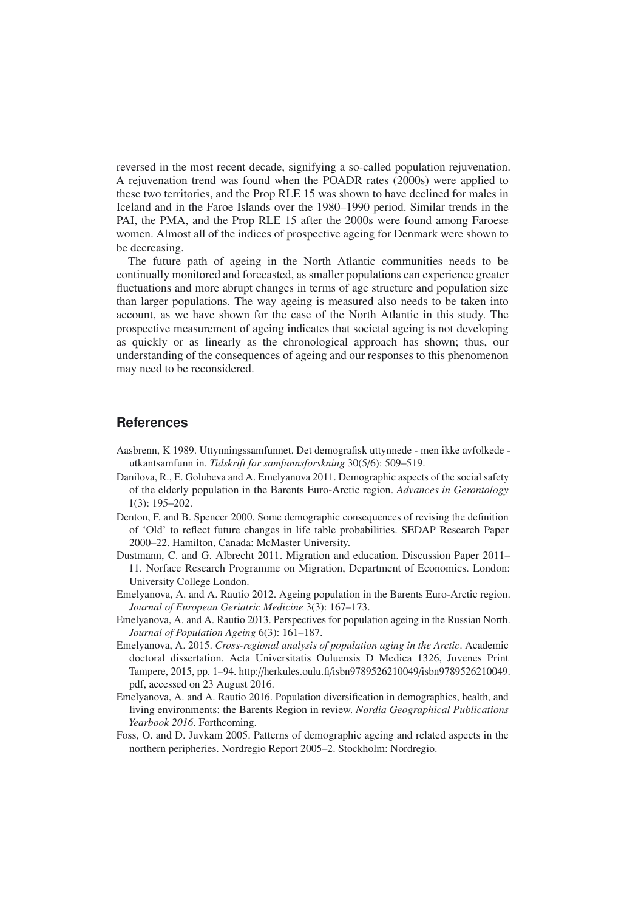reversed in the most recent decade, signifying a so-called population rejuvenation. A rejuvenation trend was found when the POADR rates (2000s) were applied to these two territories, and the Prop RLE 15 was shown to have declined for males in Iceland and in the Faroe Islands over the 1980–1990 period. Similar trends in the PAI, the PMA, and the Prop RLE 15 after the 2000s were found among Faroese women. Almost all of the indices of prospective ageing for Denmark were shown to be decreasing.

The future path of ageing in the North Atlantic communities needs to be continually monitored and forecasted, as smaller populations can experience greater fluctuations and more abrupt changes in terms of age structure and population size than larger populations. The way ageing is measured also needs to be taken into account, as we have shown for the case of the North Atlantic in this study. The prospective measurement of ageing indicates that societal ageing is not developing as quickly or as linearly as the chronological approach has shown; thus, our understanding of the consequences of ageing and our responses to this phenomenon may need to be reconsidered.

## References

Aasbrenn, K 1989. Uttynningssamfunnet. Det demografisk uttynnede - men ikke avfolkede - utkantsamfunn in. *Tidskrift for samfunnsforskning* 30(5/6): 509–519.

Danilova, R., E. Golubeva and A. Emelyanova 2011. Demographic aspects of the social safety of the elderly population in the Barents Euro-Arctic region. *Advances in Gerontology* 1(3): 195–202.

Denton, F. and B. Spencer 2000. Some demographic consequences of revising the definition of 'Old' to reflect future changes in life table probabilities. SEDAP Research Paper 2000–22. Hamilton, Canada: McMaster University.

Dustmann, C. and G. Albrecht 2011. Migration and education. Discussion Paper 2011–11. Norface Research Programme on Migration, Department of Economics. London: University College London.

Emelyanova, A. and A. Rautio 2012. Ageing population in the Barents Euro-Arctic region. *Journal of European Geriatric Medicine* 3(3): 167–173.

Emelyanova, A. and A. Rautio 2013. Perspectives for population ageing in the Russian North. *Journal of Population Ageing* 6(3): 161–187.

Emelyanova, A. 2015. *Cross-regional analysis of population aging in the Arctic*. Academic doctoral dissertation. Acta Universitatis Ouluensis D Medica 1326, Juvenes Print Tampere, 2015, pp. 1–94. http://herkules.oulu.fi/isbn9789526210049/isbn9789526210049.pdf, accessed on 23 August 2016.

Emelyanova, A. and A. Rautio 2016. Population diversification in demographics, health, and living environments: the Barents Region in review. *Nordia Geographical Publications Yearbook 2016*. Forthcoming.

Foss, O. and D. Juvkam 2005. Patterns of demographic ageing and related aspects in the northern peripheries. Nordregio Report 2005–2. Stockholm: Nordregio.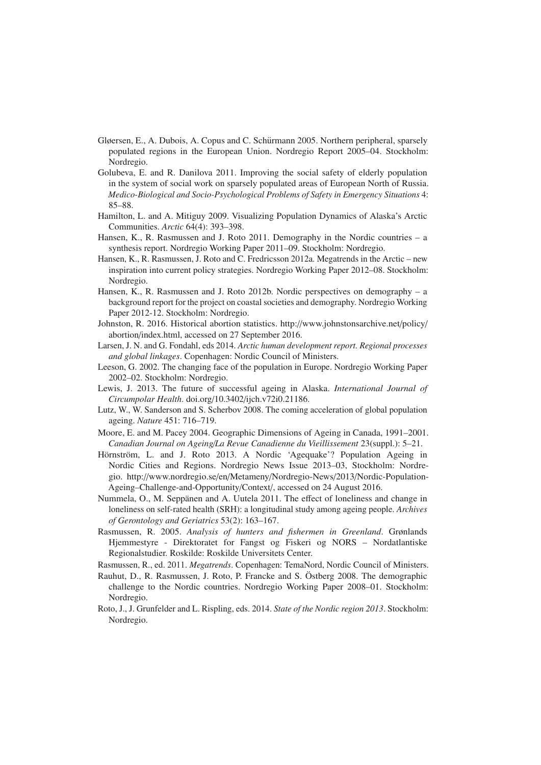Gløersen, E., A. Dubois, A. Copus and C. Schürmann 2005. Northern peripheral, sparsely populated regions in the European Union. Nordregio Report 2005–04. Stockholm: Nordregio.

Golubeva, E. and R. Danilova 2011. Improving the social safety of elderly population in the system of social work on sparsely populated areas of European North of Russia. *Medico-Biological and Socio-Psychological Problems of Safety in Emergency Situations* 4: 85–88.

Hamilton, L. and A. Mitiguy 2009. Visualizing Population Dynamics of Alaska's Arctic Communities. *Arctic* 64(4): 393–398.

Hansen, K., R. Rasmussen and J. Roto 2011. Demography in the Nordic countries – a synthesis report. Nordregio Working Paper 2011–09. Stockholm: Nordregio.

Hansen, K., R. Rasmussen, J. Roto and C. Fredricsson 2012a. Megatrends in the Arctic – new inspiration into current policy strategies. Nordregio Working Paper 2012–08. Stockholm: Nordregio.

Hansen, K., R. Rasmussen and J. Roto 2012b. Nordic perspectives on demography – a background report for the project on coastal societies and demography. Nordregio Working Paper 2012-12. Stockholm: Nordregio.

Johnston, R. 2016. Historical abortion statistics. http://www.johnstonsarchive.net/policy/abortion/index.html, accessed on 27 September 2016.

Larsen, J. N. and G. Fondahl, eds 2014. *Arctic human development report. Regional processes and global linkages*. Copenhagen: Nordic Council of Ministers.

Leeson, G. 2002. The changing face of the population in Europe. Nordregio Working Paper 2002–02. Stockholm: Nordregio.

Lewis, J. 2013. The future of successful ageing in Alaska. *International Journal of Circumpolar Health*. doi.org/10.3402/ijch.v72i0.21186.

Lutz, W., W. Sanderson and S. Scherbov 2008. The coming acceleration of global population ageing. *Nature* 451: 716–719.

Moore, E. and M. Pacey 2004. Geographic Dimensions of Ageing in Canada, 1991–2001. *Canadian Journal on Ageing/La Revue Canadienne du Vieillissement* 23(suppl.): 5–21.

Hörnström, L. and J. Roto 2013. A Nordic 'Agequake'? Population Ageing in Nordic Cities and Regions. Nordregio News Issue 2013–03, Stockholm: Nordregio. http://www.nordregio.se/en/Metameny/Nordregio-News/2013/Nordic-Population-Ageing–Challenge-and-Opportunity/Context/, accessed on 24 August 2016.

Nummela, O., M. Seppänen and A. Uutela 2011. The effect of loneliness and change in loneliness on self-rated health (SRH): a longitudinal study among ageing people. *Archives of Gerontology and Geriatrics* 53(2): 163–167.

Rasmussen, R. 2005. *Analysis of hunters and fishermen in Greenland*. Grønlands Hjemmestyre - Direktoratet for Fangst og Fiskeri og NORS – Nordatlantiske Regionalstudier. Roskilde: Roskilde Universitets Center.

Rasmussen, R., ed. 2011. *Megatrends*. Copenhagen: TemaNord, Nordic Council of Ministers.

Rauhut, D., R. Rasmussen, J. Roto, P. Francke and S. Östberg 2008. The demographic challenge to the Nordic countries. Nordregio Working Paper 2008–01. Stockholm: Nordregio.

Roto, J., J. Grunfelder and L. Rispling, eds. 2014. *State of the Nordic region 2013*. Stockholm: Nordregio.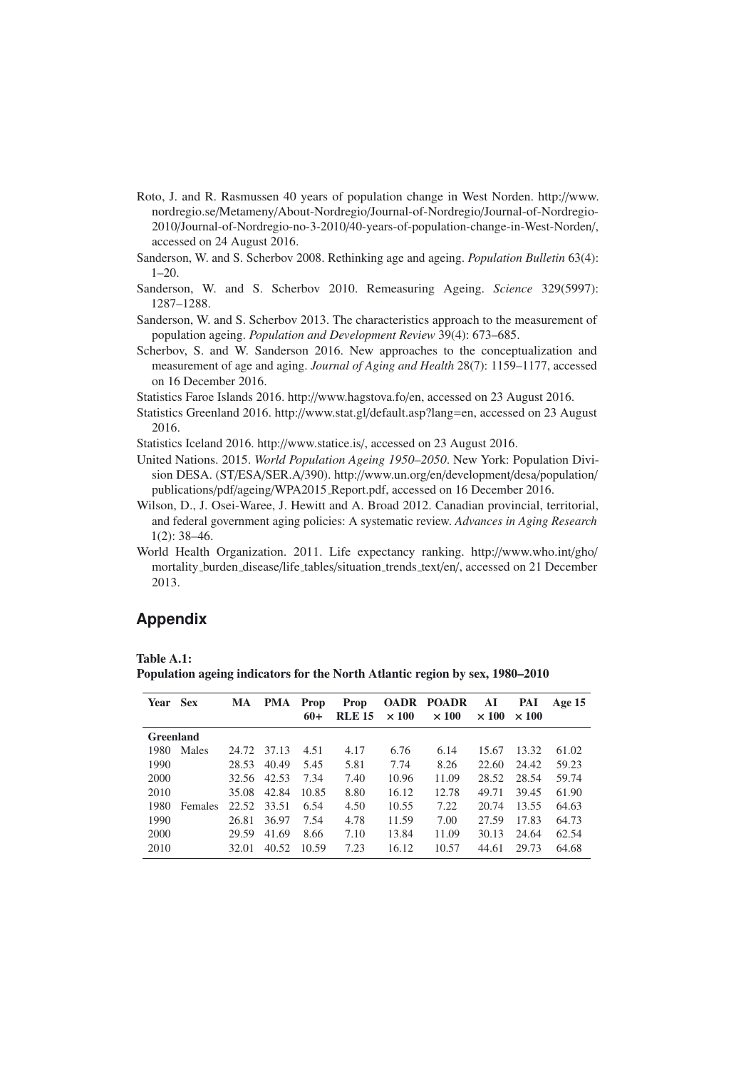Roto, J. and R. Rasmussen 40 years of population change in West Norden. http://www.nordregio.se/Metameny/About-Nordregio/Journal-of-Nordregio/Journal-of-Nordregio-2010/Journal-of-Nordregio-no-3-2010/40-years-of-population-change-in-West-Norden/, accessed on 24 August 2016.

Sanderson, W. and S. Scherbov 2008. Rethinking age and ageing. *Population Bulletin* 63(4): 1–20.

Sanderson, W. and S. Scherbov 2010. Remeasuring Ageing. *Science* 329(5997): 1287–1288.

Sanderson, W. and S. Scherbov 2013. The characteristics approach to the measurement of population ageing. *Population and Development Review* 39(4): 673–685.

Scherbov, S. and W. Sanderson 2016. New approaches to the conceptualization and measurement of age and aging. *Journal of Aging and Health* 28(7): 1159–1177, accessed on 16 December 2016.

Statistics Faroe Islands 2016. http://www.hagstova.fo/en, accessed on 23 August 2016.

Statistics Greenland 2016. http://www.stat.gl/default.asp?lang=en, accessed on 23 August 2016.

Statistics Iceland 2016. http://www.statice.is/, accessed on 23 August 2016.

United Nations. 2015. *World Population Ageing 1950–2050*. New York: Population Division DESA. (ST/ESA/SER.A/390). http://www.un.org/en/development/desa/population/publications/pdf/ageing/WPA2015_Report.pdf, accessed on 16 December 2016.

Wilson, D., J. Osei-Waree, J. Hewitt and A. Broad 2012. Canadian provincial, territorial, and federal government aging policies: A systematic review. *Advances in Aging Research* 1(2): 38–46.

World Health Organization. 2011. Life expectancy ranking. http://www.who.int/gho/mortality_burden_disease/life_tables/situation_trends_text/en/, accessed on 21 December 2013.

## Appendix

**Table A.1:**
**Population ageing indicators for the North Atlantic region by sex, 1980–2010**

| Year | Sex | MA | PMA | Prop 60+ | Prop RLE 15 | OADR × 100 | POADR × 100 | AI × 100 | PAI × 100 | Age 15 |
|---|---|---|---|---|---|---|---|---|---|---|
| **Greenland** | | | | | | | | | | |
| 1980 | Males | 24.72 | 37.13 | 4.51 | 4.17 | 6.76 | 6.14 | 15.67 | 13.32 | 61.02 |
| 1990 | | 28.53 | 40.49 | 5.45 | 5.81 | 7.74 | 8.26 | 22.60 | 24.42 | 59.23 |
| 2000 | | 32.56 | 42.53 | 7.34 | 7.40 | 10.96 | 11.09 | 28.52 | 28.54 | 59.74 |
| 2010 | | 35.08 | 42.84 | 10.85 | 8.80 | 16.12 | 12.78 | 49.71 | 39.45 | 61.90 |
| 1980 | Females | 22.52 | 33.51 | 6.54 | 4.50 | 10.55 | 7.22 | 20.74 | 13.55 | 64.63 |
| 1990 | | 26.81 | 36.97 | 7.54 | 4.78 | 11.59 | 7.00 | 27.59 | 17.83 | 64.73 |
| 2000 | | 29.59 | 41.69 | 8.66 | 7.10 | 13.84 | 11.09 | 30.13 | 24.64 | 62.54 |
| 2010 | | 32.01 | 40.52 | 10.59 | 7.23 | 16.12 | 10.57 | 44.61 | 29.73 | 64.68 |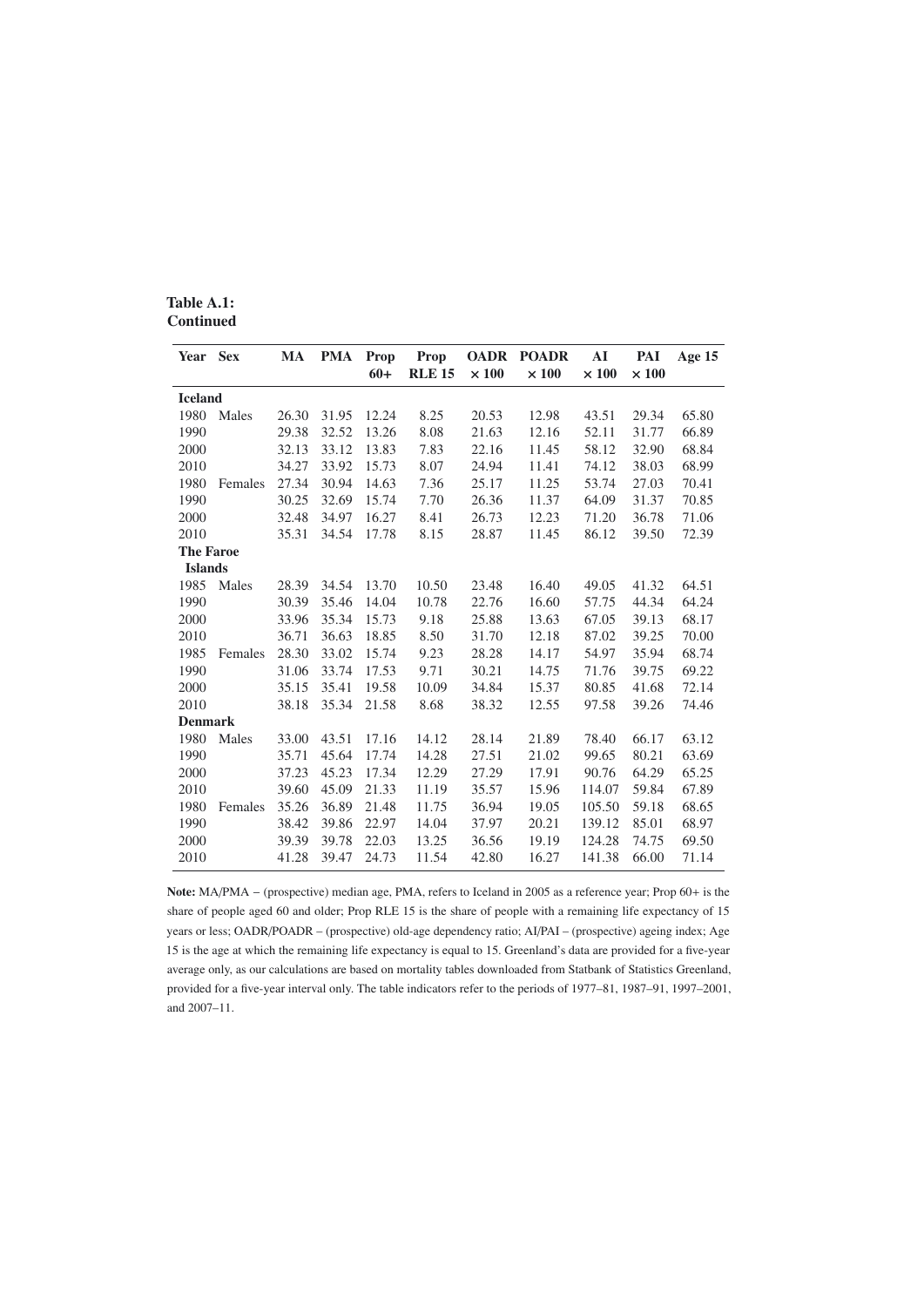**Table A.1:**
**Continued**

| Year | Sex | MA | PMA | Prop 60+ | Prop RLE 15 | OADR × 100 | POADR × 100 | AI × 100 | PAI × 100 | Age 15 |
|---|---|---|---|---|---|---|---|---|---|---|
| **Iceland** | | | | | | | | | | |
| 1980 | Males | 26.30 | 31.95 | 12.24 | 8.25 | 20.53 | 12.98 | 43.51 | 29.34 | 65.80 |
| 1990 | | 29.38 | 32.52 | 13.26 | 8.08 | 21.63 | 12.16 | 52.11 | 31.77 | 66.89 |
| 2000 | | 32.13 | 33.12 | 13.83 | 7.83 | 22.16 | 11.45 | 58.12 | 32.90 | 68.84 |
| 2010 | | 34.27 | 33.92 | 15.73 | 8.07 | 24.94 | 11.41 | 74.12 | 38.03 | 68.99 |
| 1980 | Females | 27.34 | 30.94 | 14.63 | 7.36 | 25.17 | 11.25 | 53.74 | 27.03 | 70.41 |
| 1990 | | 30.25 | 32.69 | 15.74 | 7.70 | 26.36 | 11.37 | 64.09 | 31.37 | 70.85 |
| 2000 | | 32.48 | 34.97 | 16.27 | 8.41 | 26.73 | 12.23 | 71.20 | 36.78 | 71.06 |
| 2010 | | 35.31 | 34.54 | 17.78 | 8.15 | 28.87 | 11.45 | 86.12 | 39.50 | 72.39 |
| **The Faroe Islands** | | | | | | | | | | |
| 1985 | Males | 28.39 | 34.54 | 13.70 | 10.50 | 23.48 | 16.40 | 49.05 | 41.32 | 64.51 |
| 1990 | | 30.39 | 35.46 | 14.04 | 10.78 | 22.76 | 16.60 | 57.75 | 44.34 | 64.24 |
| 2000 | | 33.96 | 35.34 | 15.73 | 9.18 | 25.88 | 13.63 | 67.05 | 39.13 | 68.17 |
| 2010 | | 36.71 | 36.63 | 18.85 | 8.50 | 31.70 | 12.18 | 87.02 | 39.25 | 70.00 |
| 1985 | Females | 28.30 | 33.02 | 15.74 | 9.23 | 28.28 | 14.17 | 54.97 | 35.94 | 68.74 |
| 1990 | | 31.06 | 33.74 | 17.53 | 9.71 | 30.21 | 14.75 | 71.76 | 39.75 | 69.22 |
| 2000 | | 35.15 | 35.41 | 19.58 | 10.09 | 34.84 | 15.37 | 80.85 | 41.68 | 72.14 |
| 2010 | | 38.18 | 35.34 | 21.58 | 8.68 | 38.32 | 12.55 | 97.58 | 39.26 | 74.46 |
| **Denmark** | | | | | | | | | | |
| 1980 | Males | 33.00 | 43.51 | 17.16 | 14.12 | 28.14 | 21.89 | 78.40 | 66.17 | 63.12 |
| 1990 | | 35.71 | 45.64 | 17.74 | 14.28 | 27.51 | 21.02 | 99.65 | 80.21 | 63.69 |
| 2000 | | 37.23 | 45.23 | 17.34 | 12.29 | 27.29 | 17.91 | 90.76 | 64.29 | 65.25 |
| 2010 | | 39.60 | 45.09 | 21.33 | 11.19 | 35.57 | 15.96 | 114.07 | 59.84 | 67.89 |
| 1980 | Females | 35.26 | 36.89 | 21.48 | 11.75 | 36.94 | 19.05 | 105.50 | 59.18 | 68.65 |
| 1990 | | 38.42 | 39.86 | 22.97 | 14.04 | 37.97 | 20.21 | 139.12 | 85.01 | 68.97 |
| 2000 | | 39.39 | 39.78 | 22.03 | 13.25 | 36.56 | 19.19 | 124.28 | 74.75 | 69.50 |
| 2010 | | 41.28 | 39.47 | 24.73 | 11.54 | 42.80 | 16.27 | 141.38 | 66.00 | 71.14 |

**Note:** MA/PMA – (prospective) median age, PMA, refers to Iceland in 2005 as a reference year; Prop 60+ is the share of people aged 60 and older; Prop RLE 15 is the share of people with a remaining life expectancy of 15 years or less; OADR/POADR – (prospective) old-age dependency ratio; AI/PAI – (prospective) ageing index; Age 15 is the age at which the remaining life expectancy is equal to 15. Greenland's data are provided for a five-year average only, as our calculations are based on mortality tables downloaded from Statbank of Statistics Greenland, provided for a five-year interval only. The table indicators refer to the periods of 1977–81, 1987–91, 1997–2001, and 2007–11.